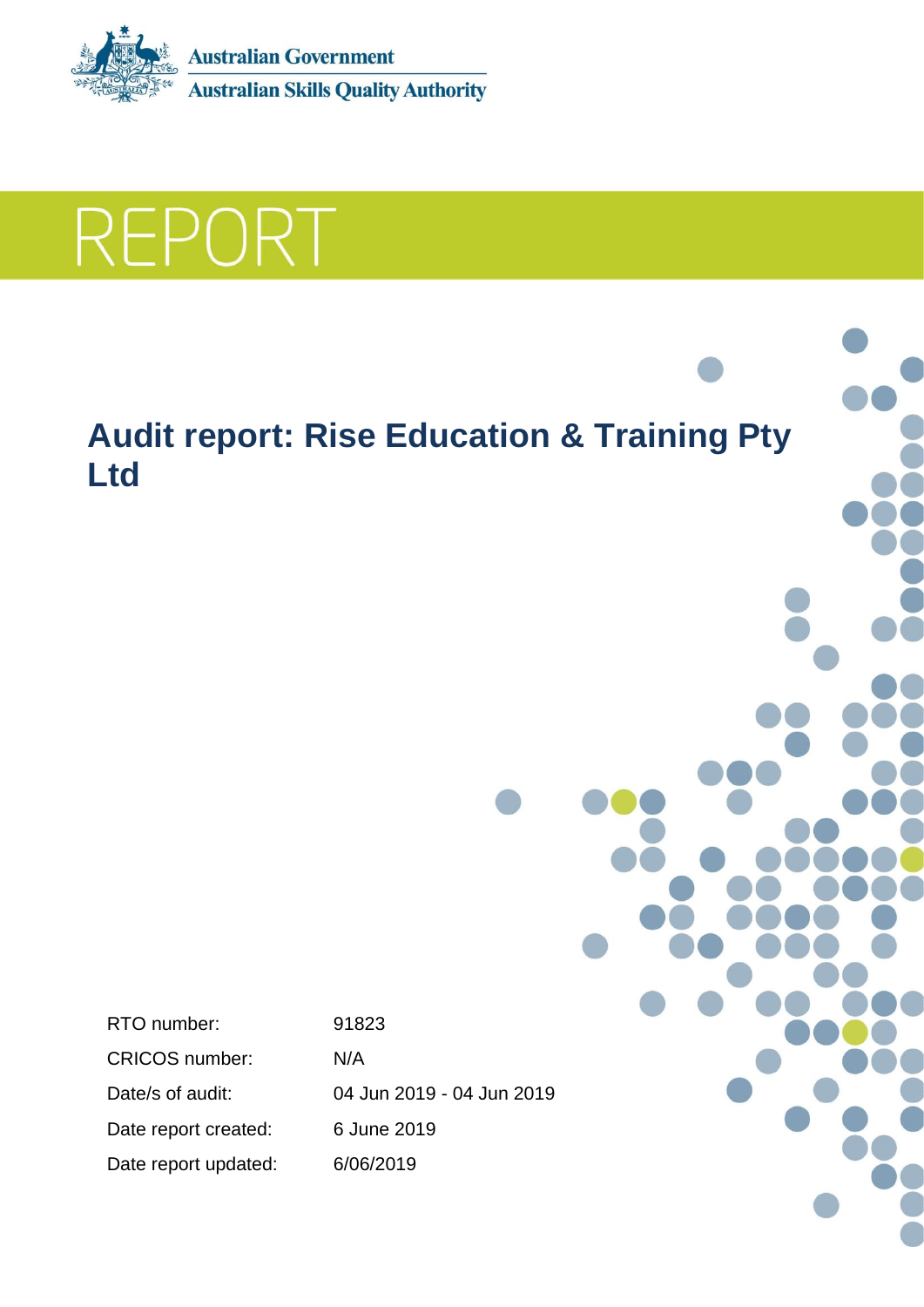Australian Government

Australian Skills Quality Authority

# REPORT

## Audit report: Rise Education & Training Pty Ltd

| | |
|---|---|
| RTO number: | 91823 |
| CRICOS number: | N/A |
| Date/s of audit: | 04 Jun 2019 - 04 Jun 2019 |
| Date report created: | 6 June 2019 |
| Date report updated: | 6/06/2019 |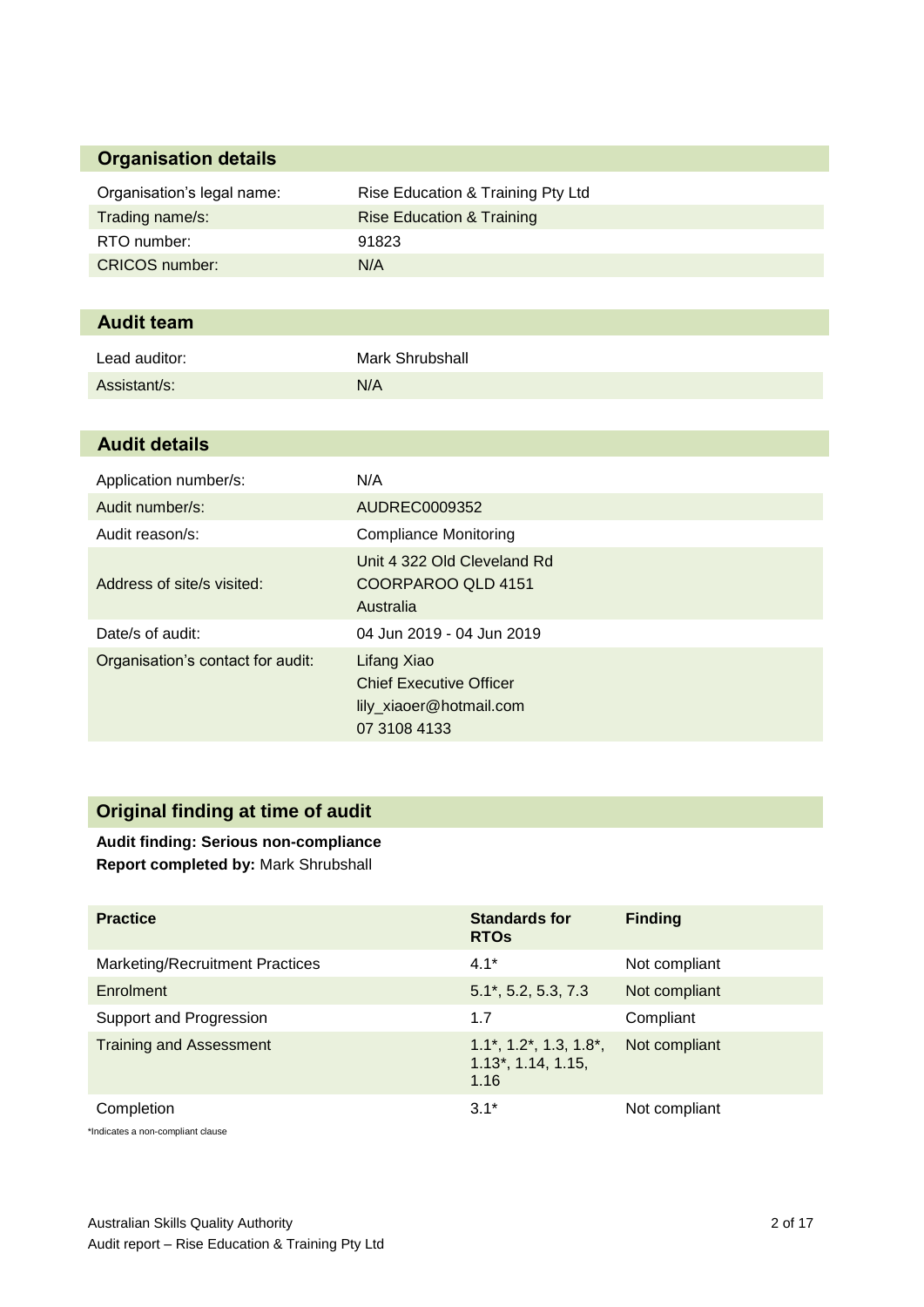## Organisation details

| | |
|---|---|
| Organisation's legal name: | Rise Education & Training Pty Ltd |
| Trading name/s: | Rise Education & Training |
| RTO number: | 91823 |
| CRICOS number: | N/A |

## Audit team

| | |
|---|---|
| Lead auditor: | Mark Shrubshall |
| Assistant/s: | N/A |

## Audit details

| | |
|---|---|
| Application number/s: | N/A |
| Audit number/s: | AUDREC0009352 |
| Audit reason/s: | Compliance Monitoring |
| Address of site/s visited: | Unit 4 322 Old Cleveland Rd<br>COORPAROO QLD 4151<br>Australia |
| Date/s of audit: | 04 Jun 2019 - 04 Jun 2019 |
| Organisation's contact for audit: | Lifang Xiao<br>Chief Executive Officer<br>lily_xiaoer@hotmail.com<br>07 3108 4133 |

## Original finding at time of audit

**Audit finding: Serious non-compliance**
**Report completed by:** Mark Shrubshall

| Practice | Standards for RTOs | Finding |
|---|---|---|
| Marketing/Recruitment Practices | 4.1* | Not compliant |
| Enrolment | 5.1*, 5.2, 5.3, 7.3 | Not compliant |
| Support and Progression | 1.7 | Compliant |
| Training and Assessment | 1.1*, 1.2*, 1.3, 1.8*, 1.13*, 1.14, 1.15, 1.16 | Not compliant |
| Completion | 3.1* | Not compliant |

*Indicates a non-compliant clause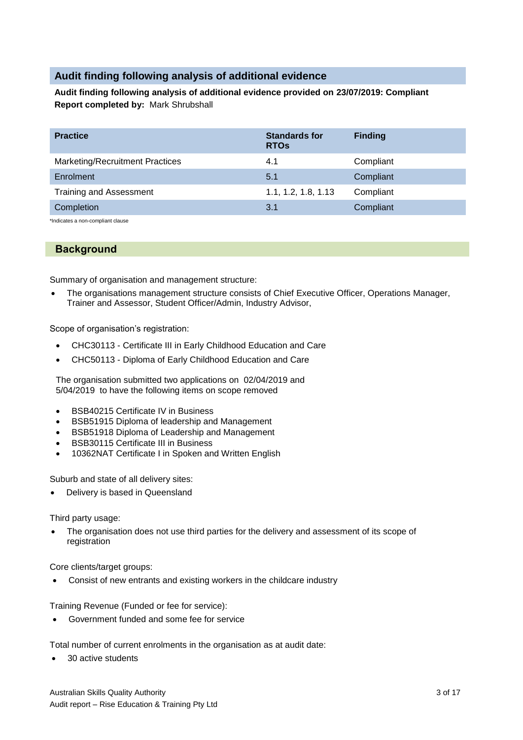## Audit finding following analysis of additional evidence

**Audit finding following analysis of additional evidence provided on 23/07/2019: Compliant**
**Report completed by:** Mark Shrubshall

| Practice | Standards for RTOs | Finding |
|---|---|---|
| Marketing/Recruitment Practices | 4.1 | Compliant |
| Enrolment | 5.1 | Compliant |
| Training and Assessment | 1.1, 1.2, 1.8, 1.13 | Compliant |
| Completion | 3.1 | Compliant |

*Indicates a non-compliant clause

## Background

Summary of organisation and management structure:

- The organisations management structure consists of Chief Executive Officer, Operations Manager, Trainer and Assessor, Student Officer/Admin, Industry Advisor,

Scope of organisation's registration:

- CHC30113 - Certificate III in Early Childhood Education and Care
- CHC50113 - Diploma of Early Childhood Education and Care

The organisation submitted two applications on 02/04/2019 and 5/04/2019 to have the following items on scope removed

- BSB40215 Certificate IV in Business
- BSB51915 Diploma of leadership and Management
- BSB51918 Diploma of Leadership and Management
- BSB30115 Certificate III in Business
- 10362NAT Certificate I in Spoken and Written English

Suburb and state of all delivery sites:

- Delivery is based in Queensland

Third party usage:

- The organisation does not use third parties for the delivery and assessment of its scope of registration

Core clients/target groups:

- Consist of new entrants and existing workers in the childcare industry

Training Revenue (Funded or fee for service):

- Government funded and some fee for service

Total number of current enrolments in the organisation as at audit date:

- 30 active students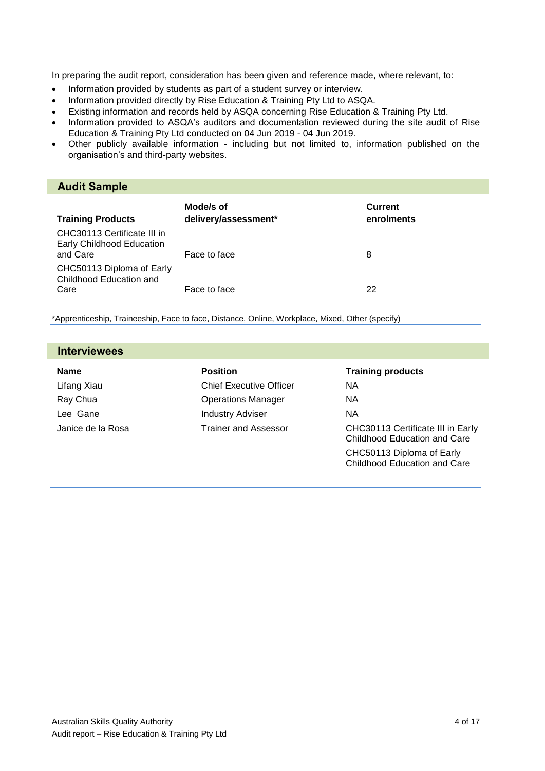In preparing the audit report, consideration has been given and reference made, where relevant, to:

- Information provided by students as part of a student survey or interview.
- Information provided directly by Rise Education & Training Pty Ltd to ASQA.
- Existing information and records held by ASQA concerning Rise Education & Training Pty Ltd.
- Information provided to ASQA's auditors and documentation reviewed during the site audit of Rise Education & Training Pty Ltd conducted on 04 Jun 2019 - 04 Jun 2019.
- Other publicly available information - including but not limited to, information published on the organisation's and third-party websites.

## Audit Sample

| Training Products | Mode/s of delivery/assessment* | Current enrolments |
|---|---|---|
| CHC30113 Certificate III in Early Childhood Education and Care | Face to face | 8 |
| CHC50113 Diploma of Early Childhood Education and Care | Face to face | 22 |

*Apprenticeship, Traineeship, Face to face, Distance, Online, Workplace, Mixed, Other (specify)

## Interviewees

| Name | Position | Training products |
|---|---|---|
| Lifang Xiau | Chief Executive Officer | NA |
| Ray Chua | Operations Manager | NA |
| Lee Gane | Industry Adviser | NA |
| Janice de la Rosa | Trainer and Assessor | CHC30113 Certificate III in Early Childhood Education and Care<br>CHC50113 Diploma of Early Childhood Education and Care |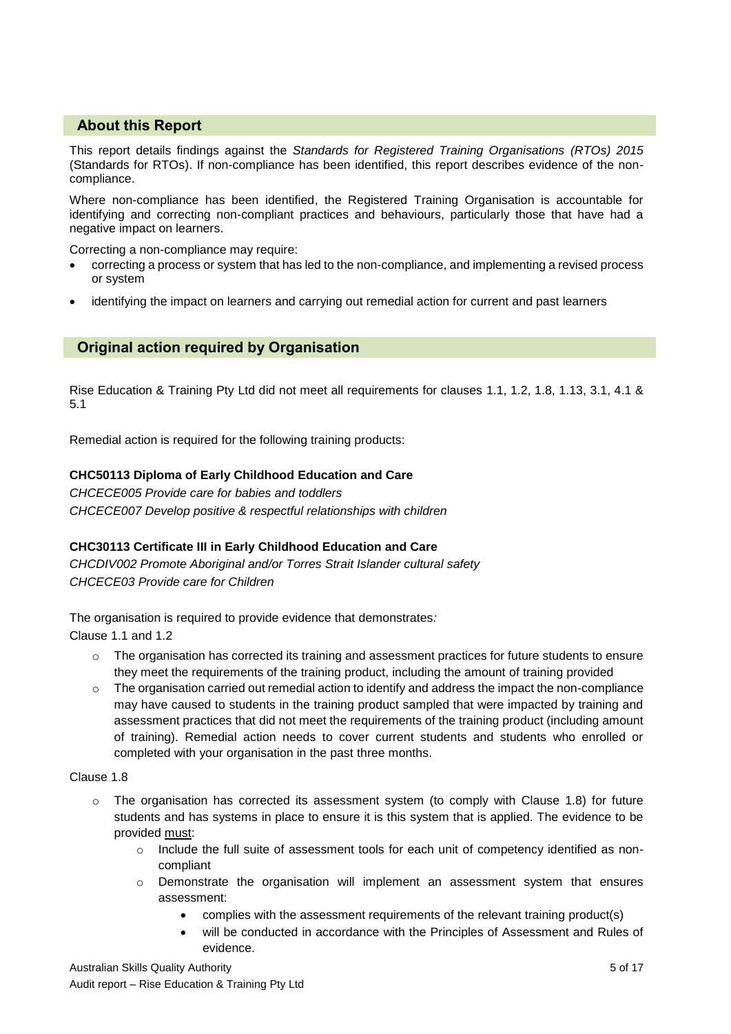## About this Report

This report details findings against the *Standards for Registered Training Organisations (RTOs) 2015* (Standards for RTOs). If non-compliance has been identified, this report describes evidence of the non-compliance.

Where non-compliance has been identified, the Registered Training Organisation is accountable for identifying and correcting non-compliant practices and behaviours, particularly those that have had a negative impact on learners.

Correcting a non-compliance may require:

- correcting a process or system that has led to the non-compliance, and implementing a revised process or system
- identifying the impact on learners and carrying out remedial action for current and past learners

## Original action required by Organisation

Rise Education & Training Pty Ltd did not meet all requirements for clauses 1.1, 1.2, 1.8, 1.13, 3.1, 4.1 & 5.1

Remedial action is required for the following training products:

**CHC50113 Diploma of Early Childhood Education and Care**

*CHCECE005 Provide care for babies and toddlers*
*CHCECE007 Develop positive & respectful relationships with children*

**CHC30113 Certificate III in Early Childhood Education and Care**

*CHCDIV002 Promote Aboriginal and/or Torres Strait Islander cultural safety*
*CHCECE03 Provide care for Children*

The organisation is required to provide evidence that demonstrates*:*

Clause 1.1 and 1.2

- The organisation has corrected its training and assessment practices for future students to ensure they meet the requirements of the training product, including the amount of training provided
- The organisation carried out remedial action to identify and address the impact the non-compliance may have caused to students in the training product sampled that were impacted by training and assessment practices that did not meet the requirements of the training product (including amount of training). Remedial action needs to cover current students and students who enrolled or completed with your organisation in the past three months.

Clause 1.8

- The organisation has corrected its assessment system (to comply with Clause 1.8) for future students and has systems in place to ensure it is this system that is applied. The evidence to be provided <u>must</u>:
  - Include the full suite of assessment tools for each unit of competency identified as non-compliant
  - Demonstrate the organisation will implement an assessment system that ensures assessment:
    - complies with the assessment requirements of the relevant training product(s)
    - will be conducted in accordance with the Principles of Assessment and Rules of evidence.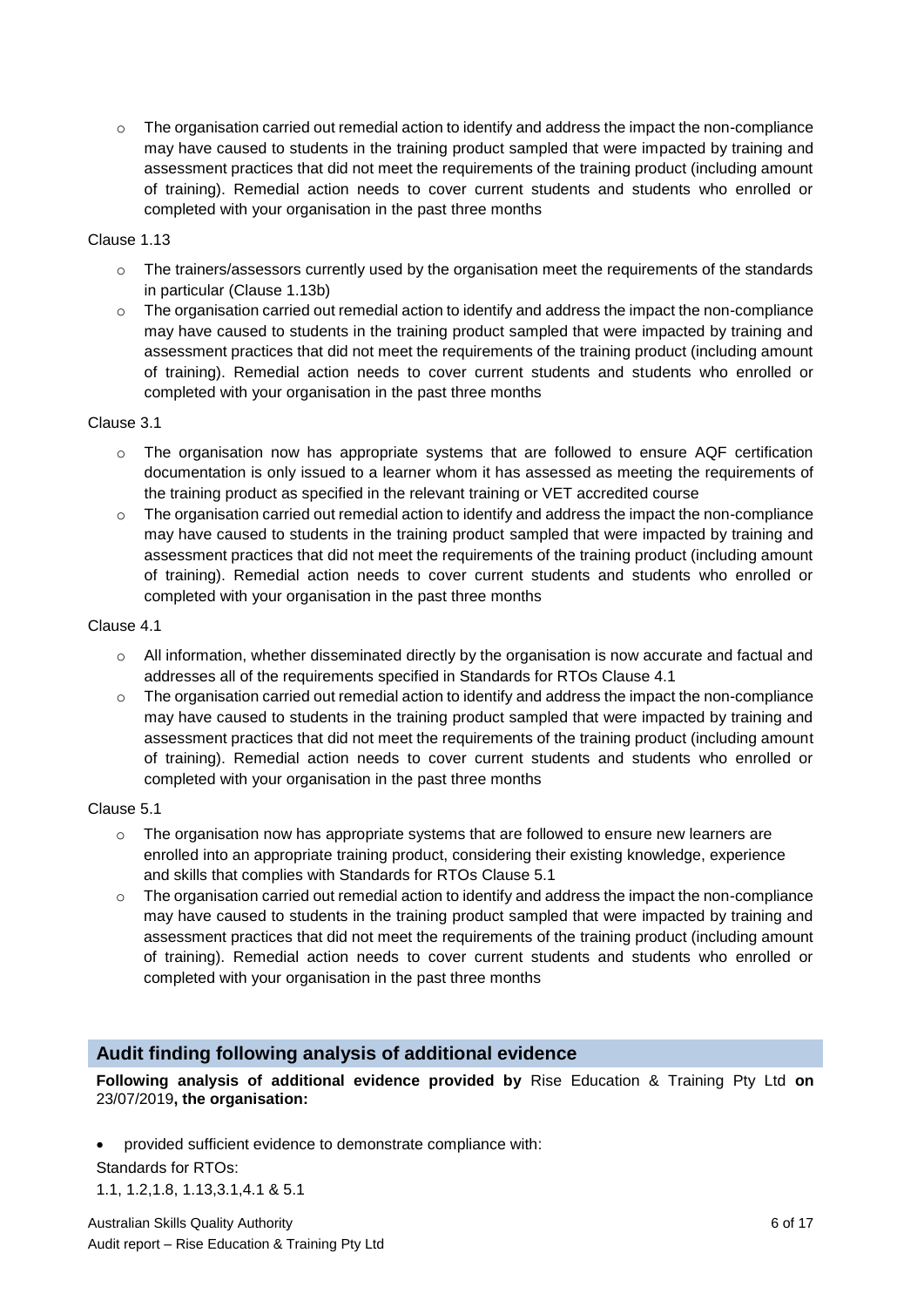- The organisation carried out remedial action to identify and address the impact the non-compliance may have caused to students in the training product sampled that were impacted by training and assessment practices that did not meet the requirements of the training product (including amount of training). Remedial action needs to cover current students and students who enrolled or completed with your organisation in the past three months

Clause 1.13

- The trainers/assessors currently used by the organisation meet the requirements of the standards in particular (Clause 1.13b)
- The organisation carried out remedial action to identify and address the impact the non-compliance may have caused to students in the training product sampled that were impacted by training and assessment practices that did not meet the requirements of the training product (including amount of training). Remedial action needs to cover current students and students who enrolled or completed with your organisation in the past three months

Clause 3.1

- The organisation now has appropriate systems that are followed to ensure AQF certification documentation is only issued to a learner whom it has assessed as meeting the requirements of the training product as specified in the relevant training or VET accredited course
- The organisation carried out remedial action to identify and address the impact the non-compliance may have caused to students in the training product sampled that were impacted by training and assessment practices that did not meet the requirements of the training product (including amount of training). Remedial action needs to cover current students and students who enrolled or completed with your organisation in the past three months

Clause 4.1

- All information, whether disseminated directly by the organisation is now accurate and factual and addresses all of the requirements specified in Standards for RTOs Clause 4.1
- The organisation carried out remedial action to identify and address the impact the non-compliance may have caused to students in the training product sampled that were impacted by training and assessment practices that did not meet the requirements of the training product (including amount of training). Remedial action needs to cover current students and students who enrolled or completed with your organisation in the past three months

Clause 5.1

- The organisation now has appropriate systems that are followed to ensure new learners are enrolled into an appropriate training product, considering their existing knowledge, experience and skills that complies with Standards for RTOs Clause 5.1
- The organisation carried out remedial action to identify and address the impact the non-compliance may have caused to students in the training product sampled that were impacted by training and assessment practices that did not meet the requirements of the training product (including amount of training). Remedial action needs to cover current students and students who enrolled or completed with your organisation in the past three months

## Audit finding following analysis of additional evidence

**Following analysis of additional evidence provided by** Rise Education & Training Pty Ltd **on** 23/07/2019**, the organisation:**

- provided sufficient evidence to demonstrate compliance with:

Standards for RTOs:

1.1, 1.2,1.8, 1.13,3.1,4.1 & 5.1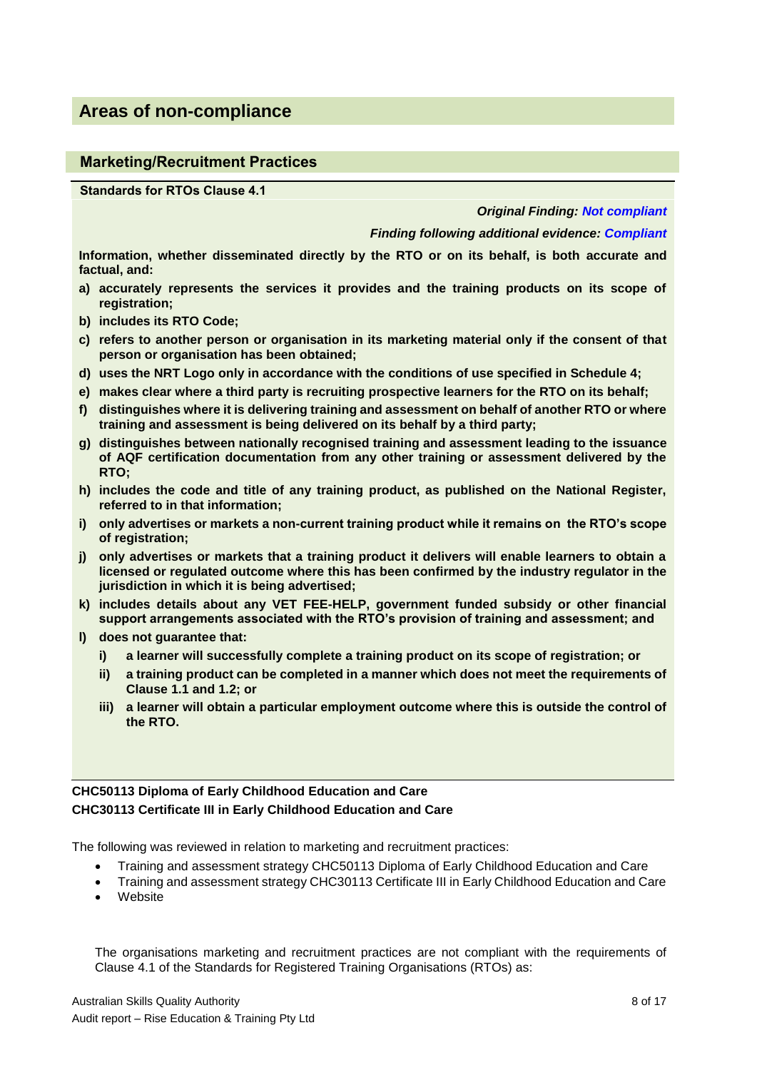## Areas of non-compliance

### Marketing/Recruitment Practices

**Standards for RTOs Clause 4.1**

***Original Finding: Not compliant***

***Finding following additional evidence: Compliant***

**Information, whether disseminated directly by the RTO or on its behalf, is both accurate and factual, and:**

**a) accurately represents the services it provides and the training products on its scope of registration;**

**b) includes its RTO Code;**

**c) refers to another person or organisation in its marketing material only if the consent of that person or organisation has been obtained;**

**d) uses the NRT Logo only in accordance with the conditions of use specified in Schedule 4;**

**e) makes clear where a third party is recruiting prospective learners for the RTO on its behalf;**

**f) distinguishes where it is delivering training and assessment on behalf of another RTO or where training and assessment is being delivered on its behalf by a third party;**

**g) distinguishes between nationally recognised training and assessment leading to the issuance of AQF certification documentation from any other training or assessment delivered by the RTO;**

**h) includes the code and title of any training product, as published on the National Register, referred to in that information;**

**i) only advertises or markets a non-current training product while it remains on the RTO's scope of registration;**

**j) only advertises or markets that a training product it delivers will enable learners to obtain a licensed or regulated outcome where this has been confirmed by the industry regulator in the jurisdiction in which it is being advertised;**

**k) includes details about any VET FEE-HELP, government funded subsidy or other financial support arrangements associated with the RTO's provision of training and assessment; and**

**l) does not guarantee that:**

**i) a learner will successfully complete a training product on its scope of registration; or**

**ii) a training product can be completed in a manner which does not meet the requirements of Clause 1.1 and 1.2; or**

**iii) a learner will obtain a particular employment outcome where this is outside the control of the RTO.**

**CHC50113 Diploma of Early Childhood Education and Care**
**CHC30113 Certificate III in Early Childhood Education and Care**

The following was reviewed in relation to marketing and recruitment practices:

- Training and assessment strategy CHC50113 Diploma of Early Childhood Education and Care
- Training and assessment strategy CHC30113 Certificate III in Early Childhood Education and Care
- Website

The organisations marketing and recruitment practices are not compliant with the requirements of Clause 4.1 of the Standards for Registered Training Organisations (RTOs) as: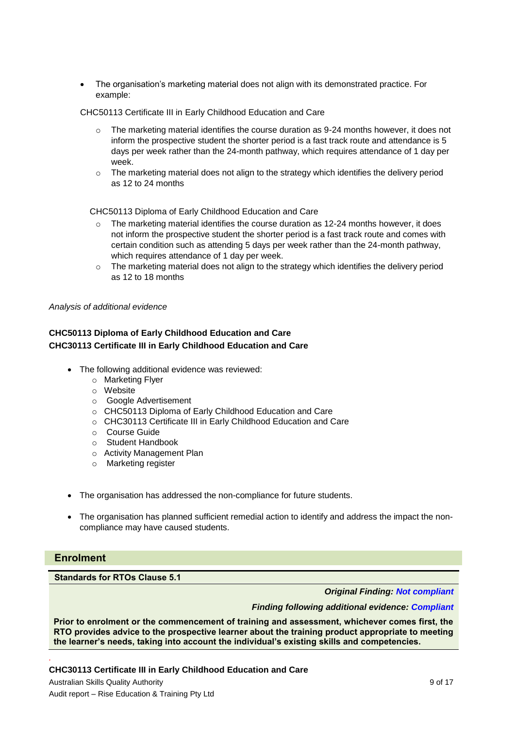- The organisation's marketing material does not align with its demonstrated practice. For example:

CHC50113 Certificate III in Early Childhood Education and Care

- The marketing material identifies the course duration as 9-24 months however, it does not inform the prospective student the shorter period is a fast track route and attendance is 5 days per week rather than the 24-month pathway, which requires attendance of 1 day per week.
- The marketing material does not align to the strategy which identifies the delivery period as 12 to 24 months

CHC50113 Diploma of Early Childhood Education and Care

- The marketing material identifies the course duration as 12-24 months however, it does not inform the prospective student the shorter period is a fast track route and comes with certain condition such as attending 5 days per week rather than the 24-month pathway, which requires attendance of 1 day per week.
- The marketing material does not align to the strategy which identifies the delivery period as 12 to 18 months

*Analysis of additional evidence*

**CHC50113 Diploma of Early Childhood Education and Care**
**CHC30113 Certificate III in Early Childhood Education and Care**

- The following additional evidence was reviewed:
  - Marketing Flyer
  - Website
  - Google Advertisement
  - CHC50113 Diploma of Early Childhood Education and Care
  - CHC30113 Certificate III in Early Childhood Education and Care
  - Course Guide
  - Student Handbook
  - Activity Management Plan
  - Marketing register

- The organisation has addressed the non-compliance for future students.

- The organisation has planned sufficient remedial action to identify and address the impact the non-compliance may have caused students.

## Enrolment

**Standards for RTOs Clause 5.1**

***Original Finding: Not compliant***

***Finding following additional evidence: Compliant***

**Prior to enrolment or the commencement of training and assessment, whichever comes first, the RTO provides advice to the prospective learner about the training product appropriate to meeting the learner's needs, taking into account the individual's existing skills and competencies.**

**CHC30113 Certificate III in Early Childhood Education and Care**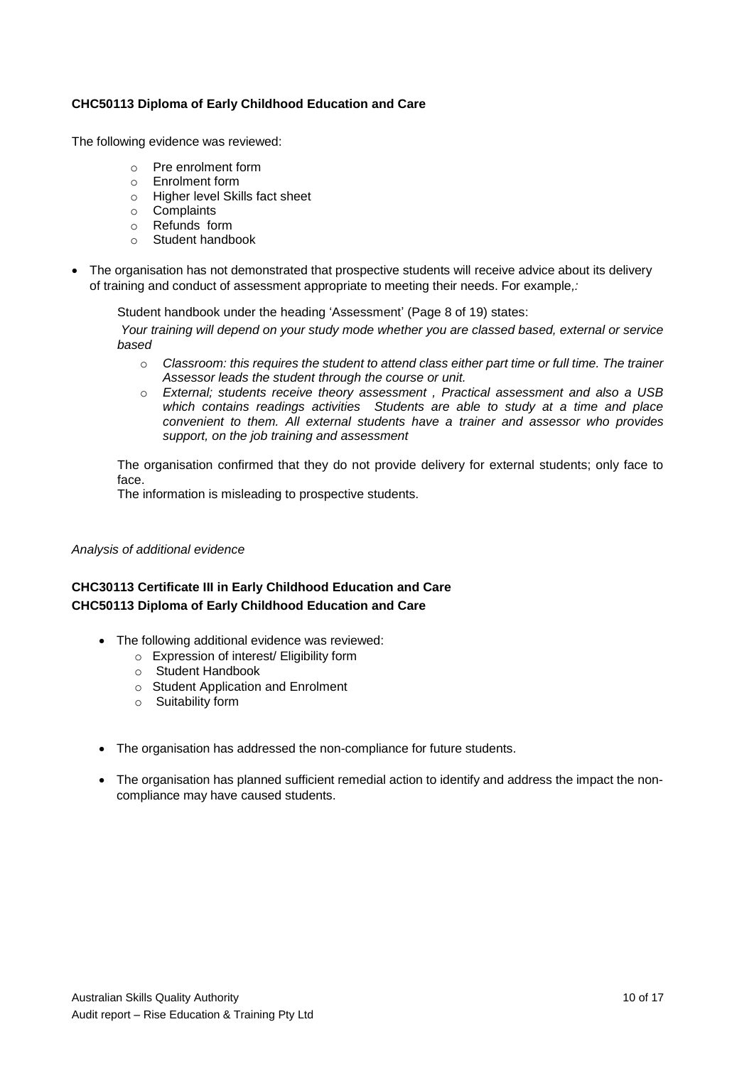**CHC50113 Diploma of Early Childhood Education and Care**

The following evidence was reviewed:

- Pre enrolment form
- Enrolment form
- Higher level Skills fact sheet
- Complaints
- Refunds form
- Student handbook

- The organisation has not demonstrated that prospective students will receive advice about its delivery of training and conduct of assessment appropriate to meeting their needs. For example,*:*

  Student handbook under the heading 'Assessment' (Page 8 of 19) states:

  *Your training will depend on your study mode whether you are classed based, external or service based*

  - *Classroom: this requires the student to attend class either part time or full time. The trainer Assessor leads the student through the course or unit.*
  - *External; students receive theory assessment , Practical assessment and also a USB which contains readings activities Students are able to study at a time and place convenient to them. All external students have a trainer and assessor who provides support, on the job training and assessment*

  The organisation confirmed that they do not provide delivery for external students; only face to face.

  The information is misleading to prospective students.

*Analysis of additional evidence*

**CHC30113 Certificate III in Early Childhood Education and Care**
**CHC50113 Diploma of Early Childhood Education and Care**

- The following additional evidence was reviewed:
  - Expression of interest/ Eligibility form
  - Student Handbook
  - Student Application and Enrolment
  - Suitability form

- The organisation has addressed the non-compliance for future students.

- The organisation has planned sufficient remedial action to identify and address the impact the non-compliance may have caused students.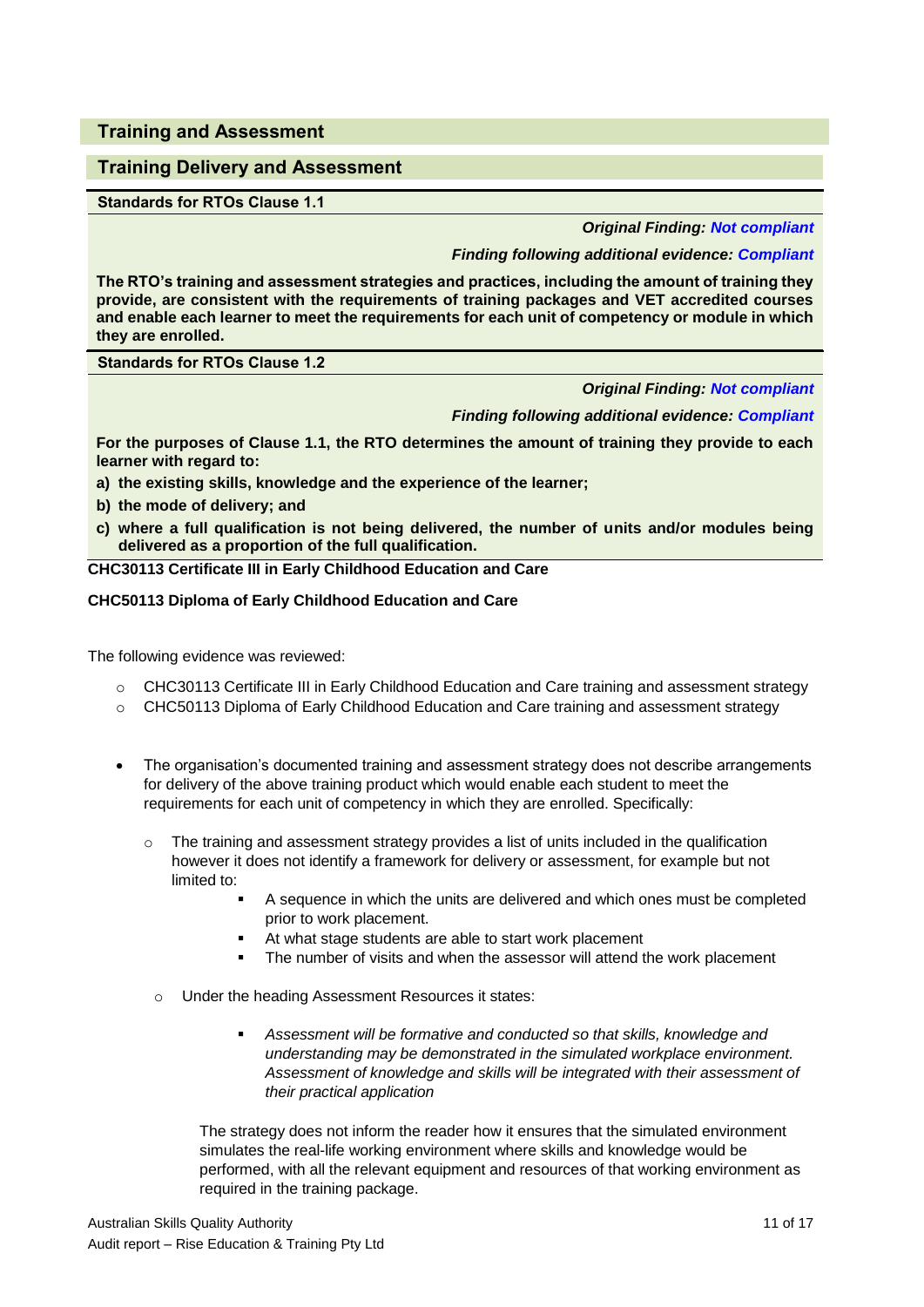## Training and Assessment

### Training Delivery and Assessment

**Standards for RTOs Clause 1.1**

***Original Finding: Not compliant***

***Finding following additional evidence: Compliant***

**The RTO's training and assessment strategies and practices, including the amount of training they provide, are consistent with the requirements of training packages and VET accredited courses and enable each learner to meet the requirements for each unit of competency or module in which they are enrolled.**

**Standards for RTOs Clause 1.2**

***Original Finding: Not compliant***

***Finding following additional evidence: Compliant***

**For the purposes of Clause 1.1, the RTO determines the amount of training they provide to each learner with regard to:**

**a) the existing skills, knowledge and the experience of the learner;**

**b) the mode of delivery; and**

**c) where a full qualification is not being delivered, the number of units and/or modules being delivered as a proportion of the full qualification.**

**CHC30113 Certificate III in Early Childhood Education and Care**

**CHC50113 Diploma of Early Childhood Education and Care**

The following evidence was reviewed:

- CHC30113 Certificate III in Early Childhood Education and Care training and assessment strategy
- CHC50113 Diploma of Early Childhood Education and Care training and assessment strategy

- The organisation's documented training and assessment strategy does not describe arrangements for delivery of the above training product which would enable each student to meet the requirements for each unit of competency in which they are enrolled. Specifically:
  - The training and assessment strategy provides a list of units included in the qualification however it does not identify a framework for delivery or assessment, for example but not limited to:
    - A sequence in which the units are delivered and which ones must be completed prior to work placement.
    - At what stage students are able to start work placement
    - The number of visits and when the assessor will attend the work placement
  - Under the heading Assessment Resources it states:
    - *Assessment will be formative and conducted so that skills, knowledge and understanding may be demonstrated in the simulated workplace environment. Assessment of knowledge and skills will be integrated with their assessment of their practical application*

    The strategy does not inform the reader how it ensures that the simulated environment simulates the real-life working environment where skills and knowledge would be performed, with all the relevant equipment and resources of that working environment as required in the training package.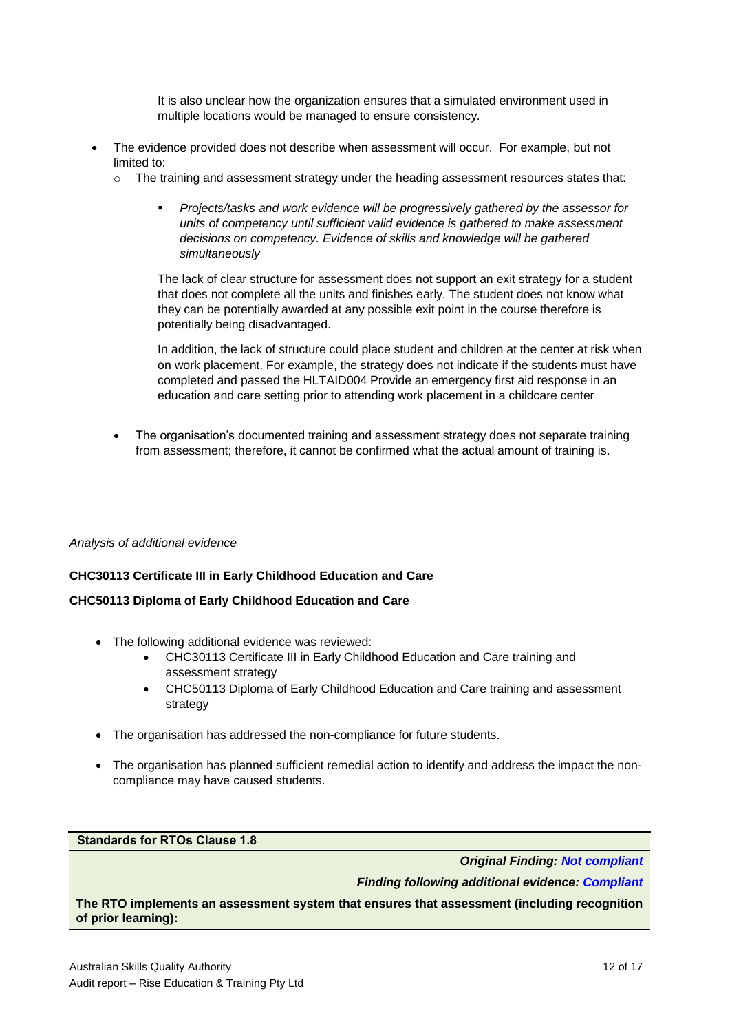It is also unclear how the organization ensures that a simulated environment used in multiple locations would be managed to ensure consistency.

- The evidence provided does not describe when assessment will occur. For example, but not limited to:
  - The training and assessment strategy under the heading assessment resources states that:
    - *Projects/tasks and work evidence will be progressively gathered by the assessor for units of competency until sufficient valid evidence is gathered to make assessment decisions on competency. Evidence of skills and knowledge will be gathered simultaneously*

    The lack of clear structure for assessment does not support an exit strategy for a student that does not complete all the units and finishes early. The student does not know what they can be potentially awarded at any possible exit point in the course therefore is potentially being disadvantaged.

    In addition, the lack of structure could place student and children at the center at risk when on work placement. For example, the strategy does not indicate if the students must have completed and passed the HLTAID004 Provide an emergency first aid response in an education and care setting prior to attending work placement in a childcare center

  - The organisation's documented training and assessment strategy does not separate training from assessment; therefore, it cannot be confirmed what the actual amount of training is.

*Analysis of additional evidence*

**CHC30113 Certificate III in Early Childhood Education and Care**

**CHC50113 Diploma of Early Childhood Education and Care**

- The following additional evidence was reviewed:
  - CHC30113 Certificate III in Early Childhood Education and Care training and assessment strategy
  - CHC50113 Diploma of Early Childhood Education and Care training and assessment strategy
- The organisation has addressed the non-compliance for future students.
- The organisation has planned sufficient remedial action to identify and address the impact the non-compliance may have caused students.

| **Standards for RTOs Clause 1.8** |
|---|
| ***Original Finding: Not compliant*** |
| ***Finding following additional evidence: Compliant*** |
| **The RTO implements an assessment system that ensures that assessment (including recognition of prior learning):** |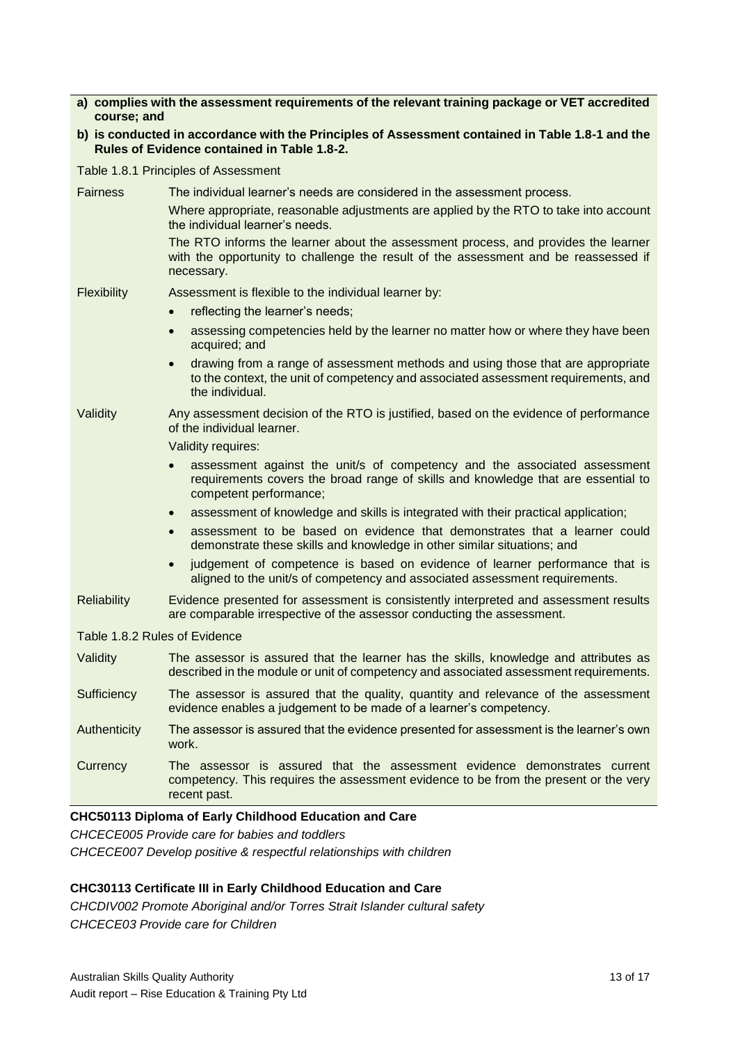**a) complies with the assessment requirements of the relevant training package or VET accredited course; and**

**b) is conducted in accordance with the Principles of Assessment contained in Table 1.8-1 and the Rules of Evidence contained in Table 1.8-2.**

Table 1.8.1 Principles of Assessment

| | |
|---|---|
| Fairness | The individual learner's needs are considered in the assessment process.<br>Where appropriate, reasonable adjustments are applied by the RTO to take into account the individual learner's needs.<br>The RTO informs the learner about the assessment process, and provides the learner with the opportunity to challenge the result of the assessment and be reassessed if necessary. |
| Flexibility | Assessment is flexible to the individual learner by:<br>• reflecting the learner's needs;<br>• assessing competencies held by the learner no matter how or where they have been acquired; and<br>• drawing from a range of assessment methods and using those that are appropriate to the context, the unit of competency and associated assessment requirements, and the individual. |
| Validity | Any assessment decision of the RTO is justified, based on the evidence of performance of the individual learner.<br>Validity requires:<br>• assessment against the unit/s of competency and the associated assessment requirements covers the broad range of skills and knowledge that are essential to competent performance;<br>• assessment of knowledge and skills is integrated with their practical application;<br>• assessment to be based on evidence that demonstrates that a learner could demonstrate these skills and knowledge in other similar situations; and<br>• judgement of competence is based on evidence of learner performance that is aligned to the unit/s of competency and associated assessment requirements. |
| Reliability | Evidence presented for assessment is consistently interpreted and assessment results are comparable irrespective of the assessor conducting the assessment. |

Table 1.8.2 Rules of Evidence

| | |
|---|---|
| Validity | The assessor is assured that the learner has the skills, knowledge and attributes as described in the module or unit of competency and associated assessment requirements. |
| Sufficiency | The assessor is assured that the quality, quantity and relevance of the assessment evidence enables a judgement to be made of a learner's competency. |
| Authenticity | The assessor is assured that the evidence presented for assessment is the learner's own work. |
| Currency | The assessor is assured that the assessment evidence demonstrates current competency. This requires the assessment evidence to be from the present or the very recent past. |

**CHC50113 Diploma of Early Childhood Education and Care**

*CHCECE005 Provide care for babies and toddlers*
*CHCECE007 Develop positive & respectful relationships with children*

**CHC30113 Certificate III in Early Childhood Education and Care**

*CHCDIV002 Promote Aboriginal and/or Torres Strait Islander cultural safety*
*CHCECE03 Provide care for Children*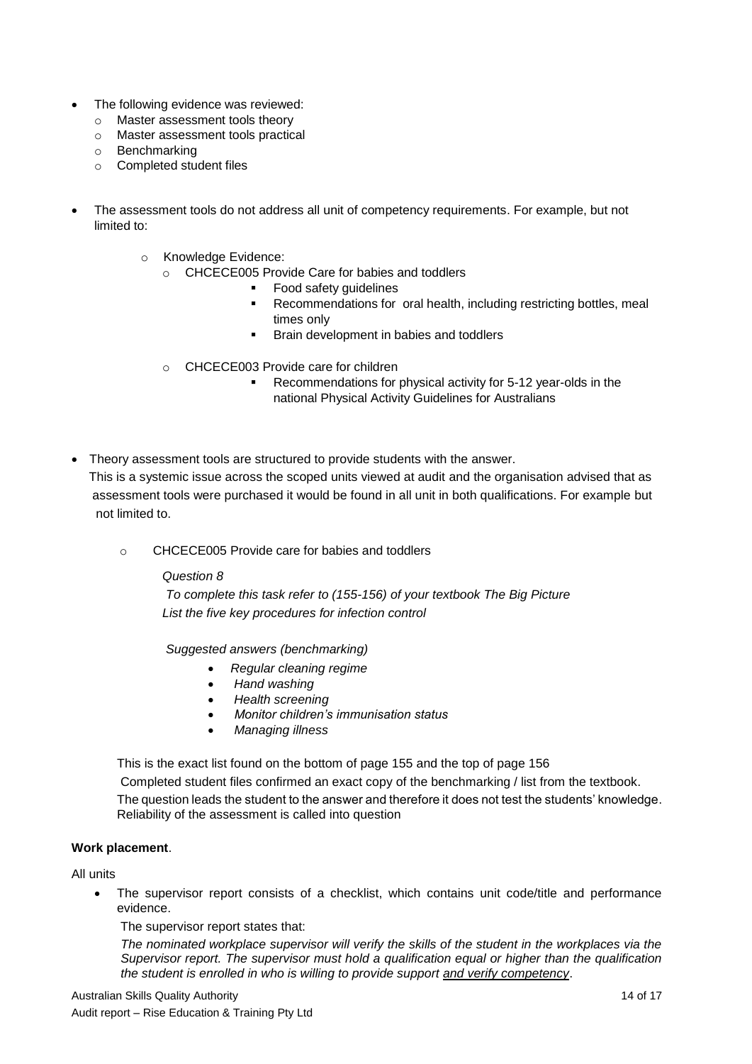- The following evidence was reviewed:
  - Master assessment tools theory
  - Master assessment tools practical
  - Benchmarking
  - Completed student files

- The assessment tools do not address all unit of competency requirements. For example, but not limited to:

  - Knowledge Evidence:
    - CHCECE005 Provide Care for babies and toddlers
      - Food safety guidelines
      - Recommendations for oral health, including restricting bottles, meal times only
      - Brain development in babies and toddlers
    - CHCECE003 Provide care for children
      - Recommendations for physical activity for 5-12 year-olds in the national Physical Activity Guidelines for Australians

- Theory assessment tools are structured to provide students with the answer.
  This is a systemic issue across the scoped units viewed at audit and the organisation advised that as assessment tools were purchased it would be found in all unit in both qualifications. For example but not limited to.

  - CHCECE005 Provide care for babies and toddlers

    *Question 8*

    *To complete this task refer to (155-156) of your textbook The Big Picture*
    *List the five key procedures for infection control*

    *Suggested answers (benchmarking)*

    - *Regular cleaning regime*
    - *Hand washing*
    - *Health screening*
    - *Monitor children's immunisation status*
    - *Managing illness*

    This is the exact list found on the bottom of page 155 and the top of page 156

    Completed student files confirmed an exact copy of the benchmarking / list from the textbook.

    The question leads the student to the answer and therefore it does not test the students' knowledge. Reliability of the assessment is called into question

**Work placement**.

All units

- The supervisor report consists of a checklist, which contains unit code/title and performance evidence.

  The supervisor report states that:

  *The nominated workplace supervisor will verify the skills of the student in the workplaces via the Supervisor report. The supervisor must hold a qualification equal or higher than the qualification the student is enrolled in who is willing to provide support <u>and verify competency</u>.*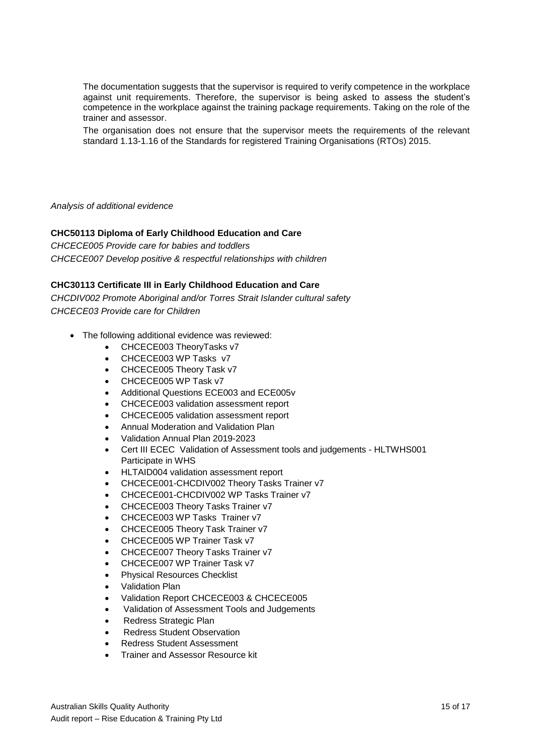The documentation suggests that the supervisor is required to verify competence in the workplace against unit requirements. Therefore, the supervisor is being asked to assess the student's competence in the workplace against the training package requirements. Taking on the role of the trainer and assessor.

The organisation does not ensure that the supervisor meets the requirements of the relevant standard 1.13-1.16 of the Standards for registered Training Organisations (RTOs) 2015.

*Analysis of additional evidence*

**CHC50113 Diploma of Early Childhood Education and Care**

*CHCECE005 Provide care for babies and toddlers*
*CHCECE007 Develop positive & respectful relationships with children*

**CHC30113 Certificate III in Early Childhood Education and Care**

*CHCDIV002 Promote Aboriginal and/or Torres Strait Islander cultural safety*
*CHCECE03 Provide care for Children*

- The following additional evidence was reviewed:
  - CHCECE003 TheoryTasks v7
  - CHCECE003 WP Tasks v7
  - CHCECE005 Theory Task v7
  - CHCECE005 WP Task v7
  - Additional Questions ECE003 and ECE005v
  - CHCECE003 validation assessment report
  - CHCECE005 validation assessment report
  - Annual Moderation and Validation Plan
  - Validation Annual Plan 2019-2023
  - Cert III ECEC Validation of Assessment tools and judgements - HLTWHS001 Participate in WHS
  - HLTAID004 validation assessment report
  - CHCECE001-CHCDIV002 Theory Tasks Trainer v7
  - CHCECE001-CHCDIV002 WP Tasks Trainer v7
  - CHCECE003 Theory Tasks Trainer v7
  - CHCECE003 WP Tasks Trainer v7
  - CHCECE005 Theory Task Trainer v7
  - CHCECE005 WP Trainer Task v7
  - CHCECE007 Theory Tasks Trainer v7
  - CHCECE007 WP Trainer Task v7
  - Physical Resources Checklist
  - Validation Plan
  - Validation Report CHCECE003 & CHCECE005
  - Validation of Assessment Tools and Judgements
  - Redress Strategic Plan
  - Redress Student Observation
  - Redress Student Assessment
  - Trainer and Assessor Resource kit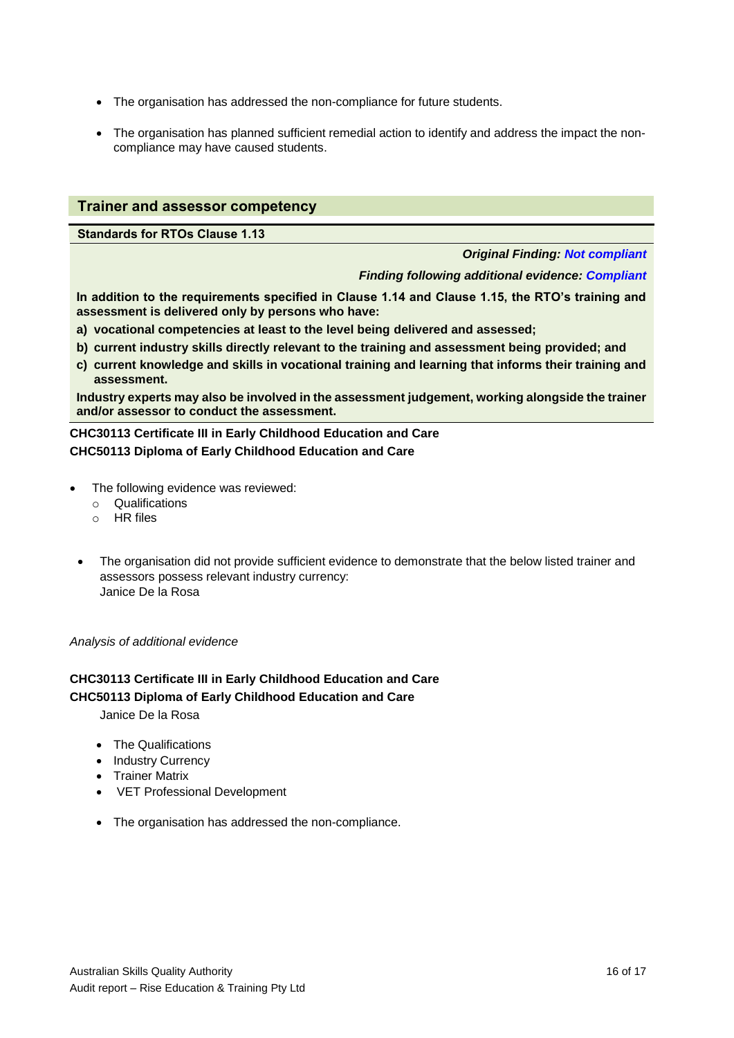- The organisation has addressed the non-compliance for future students.
- The organisation has planned sufficient remedial action to identify and address the impact the non-compliance may have caused students.

## Trainer and assessor competency

**Standards for RTOs Clause 1.13**

***Original Finding: Not compliant***

***Finding following additional evidence: Compliant***

**In addition to the requirements specified in Clause 1.14 and Clause 1.15, the RTO's training and assessment is delivered only by persons who have:**

**a) vocational competencies at least to the level being delivered and assessed;**

**b) current industry skills directly relevant to the training and assessment being provided; and**

**c) current knowledge and skills in vocational training and learning that informs their training and assessment.**

**Industry experts may also be involved in the assessment judgement, working alongside the trainer and/or assessor to conduct the assessment.**

**CHC30113 Certificate III in Early Childhood Education and Care**
**CHC50113 Diploma of Early Childhood Education and Care**

- The following evidence was reviewed:
  - Qualifications
  - HR files
- The organisation did not provide sufficient evidence to demonstrate that the below listed trainer and assessors possess relevant industry currency:
  Janice De la Rosa

*Analysis of additional evidence*

**CHC30113 Certificate III in Early Childhood Education and Care**
**CHC50113 Diploma of Early Childhood Education and Care**

Janice De la Rosa

- The Qualifications
- Industry Currency
- Trainer Matrix
- VET Professional Development

- The organisation has addressed the non-compliance.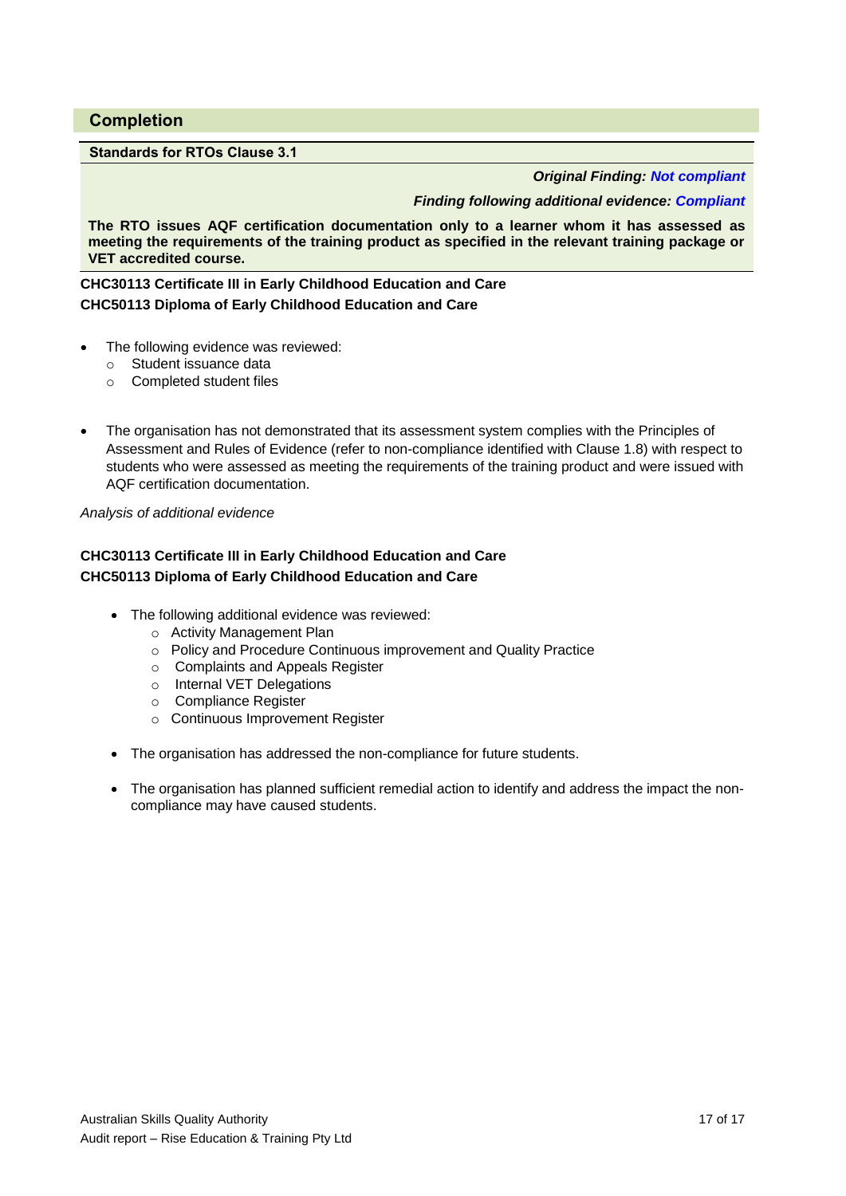## Completion

**Standards for RTOs Clause 3.1**

***Original Finding: Not compliant***

***Finding following additional evidence: Compliant***

**The RTO issues AQF certification documentation only to a learner whom it has assessed as meeting the requirements of the training product as specified in the relevant training package or VET accredited course.**

**CHC30113 Certificate III in Early Childhood Education and Care**
**CHC50113 Diploma of Early Childhood Education and Care**

- The following evidence was reviewed:
  - Student issuance data
  - Completed student files
- The organisation has not demonstrated that its assessment system complies with the Principles of Assessment and Rules of Evidence (refer to non-compliance identified with Clause 1.8) with respect to students who were assessed as meeting the requirements of the training product and were issued with AQF certification documentation.

*Analysis of additional evidence*

**CHC30113 Certificate III in Early Childhood Education and Care**
**CHC50113 Diploma of Early Childhood Education and Care**

- The following additional evidence was reviewed:
  - Activity Management Plan
  - Policy and Procedure Continuous improvement and Quality Practice
  - Complaints and Appeals Register
  - Internal VET Delegations
  - Compliance Register
  - Continuous Improvement Register
- The organisation has addressed the non-compliance for future students.
- The organisation has planned sufficient remedial action to identify and address the impact the non-compliance may have caused students.